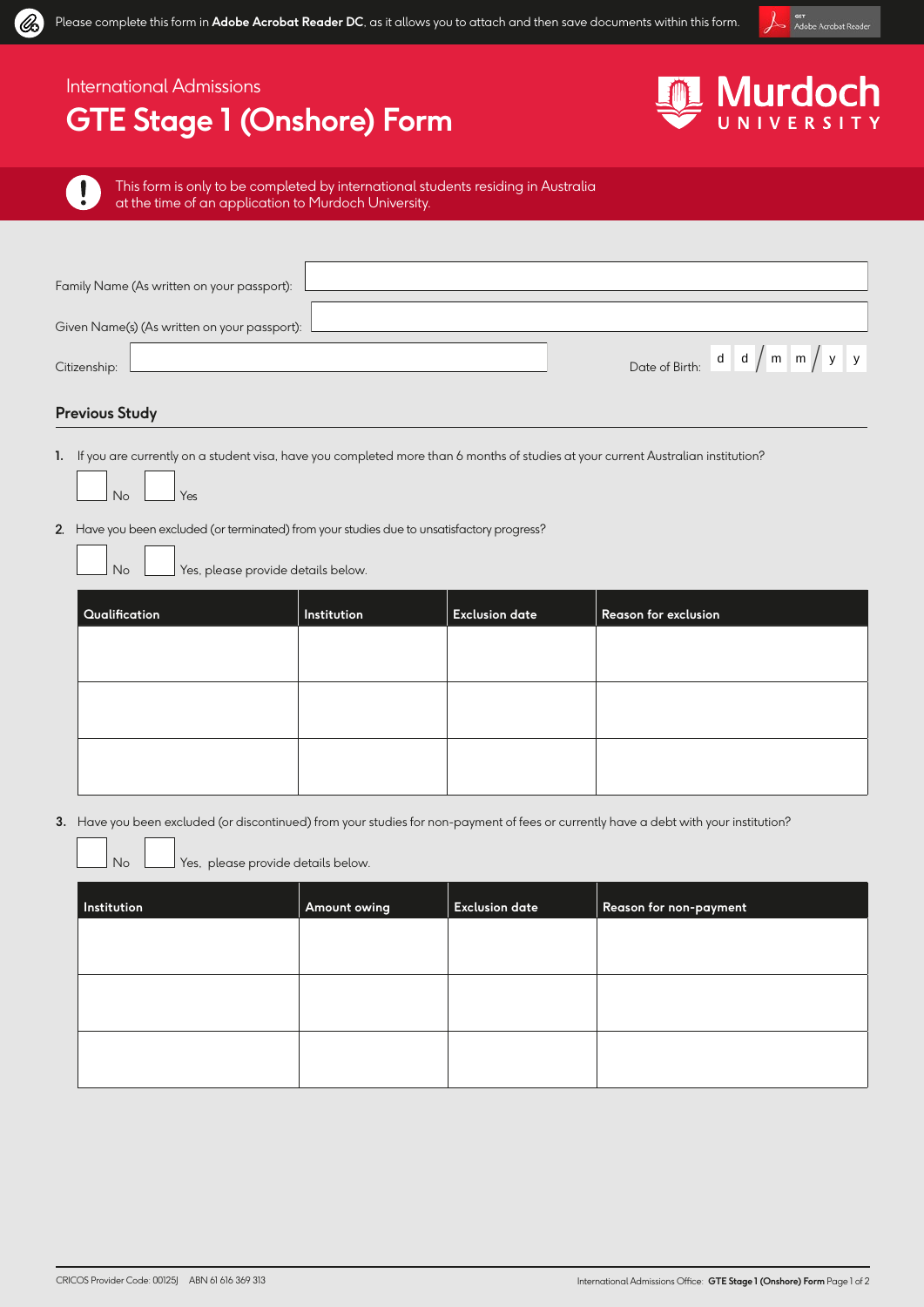Please complete this form in **Adobe Acrobat Reader DC**, as it allows you to attach and then save documents within this form.

International Admissions

# GTE Stage 1 (Onshore) Form

This form is only to be completed by international students residing in Australia at the time of an application to Murdoch University.

Family Name (As written on your passport):

Given Name(s) (As written on your passport):

Citizenship:

Date of Birth: d d / m m / y y

## Previous Study

1. If you are currently on a student visa, have you completed more than 6 months of studies at your current Australian institution?

   ☐ No ☐ Yes

2. Have you been excluded (or terminated) from your studies due to unsatisfactory progress?

   ☐ No ☐ Yes, please provide details below.

| Qualification | Institution | Exclusion date | Reason for exclusion |
|---|---|---|---|
| | | | |
| | | | |
| | | | |

3. Have you been excluded (or discontinued) from your studies for non-payment of fees or currently have a debt with your institution?

   ☐ No ☐ Yes, please provide details below.

| Institution | Amount owing | Exclusion date | Reason for non-payment |
|---|---|---|---|
| | | | |
| | | | |
| | | | |

CRICOS Provider Code: 00125J ABN 61 616 369 313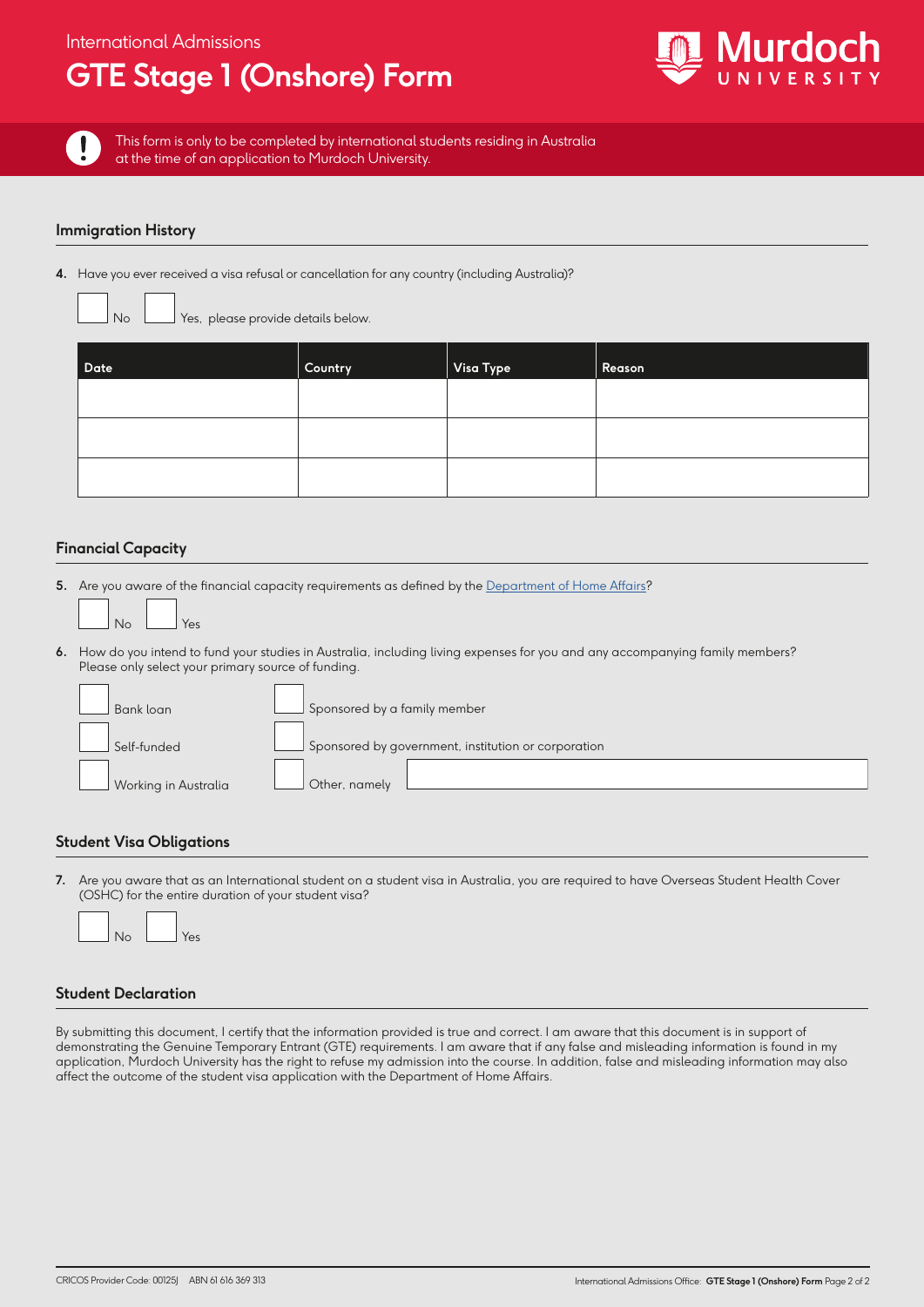International Admissions

# GTE Stage 1 (Onshore) Form

Murdoch University

This form is only to be completed by international students residing in Australia at the time of an application to Murdoch University.

## Immigration History

**4.** Have you ever received a visa refusal or cancellation for any country (including Australia)?

☐ No ☐ Yes, please provide details below.

| Date | Country | Visa Type | Reason |
|---|---|---|---|
| | | | |
| | | | |
| | | | |

## Financial Capacity

**5.** Are you aware of the financial capacity requirements as defined by the [Department of Home Affairs]?

☐ No ☐ Yes

**6.** How do you intend to fund your studies in Australia, including living expenses for you and any accompanying family members? Please only select your primary source of funding.

☐ Bank loan
☐ Self-funded
☐ Working in Australia
☐ Sponsored by a family member
☐ Sponsored by government, institution or corporation
☐ Other, namely ____________________

## Student Visa Obligations

**7.** Are you aware that as an International student on a student visa in Australia, you are required to have Overseas Student Health Cover (OSHC) for the entire duration of your student visa?

☐ No ☐ Yes

## Student Declaration

By submitting this document, I certify that the information provided is true and correct. I am aware that this document is in support of demonstrating the Genuine Temporary Entrant (GTE) requirements. I am aware that if any false and misleading information is found in my application, Murdoch University has the right to refuse my admission into the course. In addition, false and misleading information may also affect the outcome of the student visa application with the Department of Home Affairs.

CRICOS Provider Code: 00125J ABN 61 616 369 313